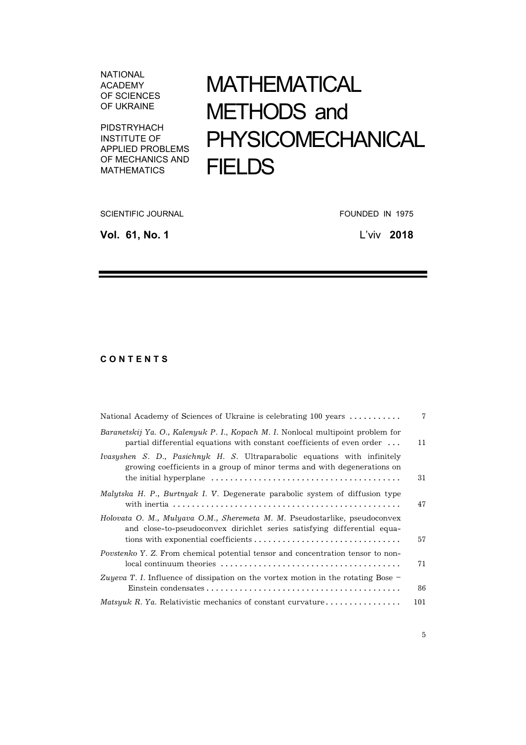NATIONAL ACADEMY OF SCIENCES OF UKRAINE

PIDSTRYHACH INSTITUTE OF APPLIED PROBLEMS OF MECHANICS AND MATHEMATICS

# MATHEMATICAL METHODS and PHYSICOMECHANICAL FIELDS

SCIENTIFIC JOURNAL FOUNDED IN 1975

**Vol. 61, No. 1** L'viv **2018**

## C O N T E N T S

| | |
|---|---|
| National Academy of Sciences of Ukraine is celebrating 100 years | 7 |
| *Baranetskij Ya. O., Kalenyuk P. I., Kopach M. I.* Nonlocal multipoint problem for partial differential equations with constant coefficients of even order | 11 |
| *Ivasyshen S. D., Pasichnyk H. S.* Ultraparabolic equations with infinitely growing coefficients in a group of minor terms and with degenerations on the initial hyperplane | 31 |
| *Malytska H. P., Burtnyak I. V.* Degenerate parabolic system of diffusion type with inertia | 47 |
| *Holovata O. M., Mulyava O.M., Sheremeta M. M.* Pseudostarlike, pseudoconvex and close-to-pseudoconvex dirichlet series satisfying differential equations with exponential coefficients | 57 |
| *Povstenko Y. Z.* From chemical potential tensor and concentration tensor to nonlocal continuum theories | 71 |
| *Zuyeva T. I.* Influence of dissipation on the vortex motion in the rotating Bose – Einstein condensates | 86 |
| *Matsyuk R. Ya.* Relativistic mechanics of constant curvature | 101 |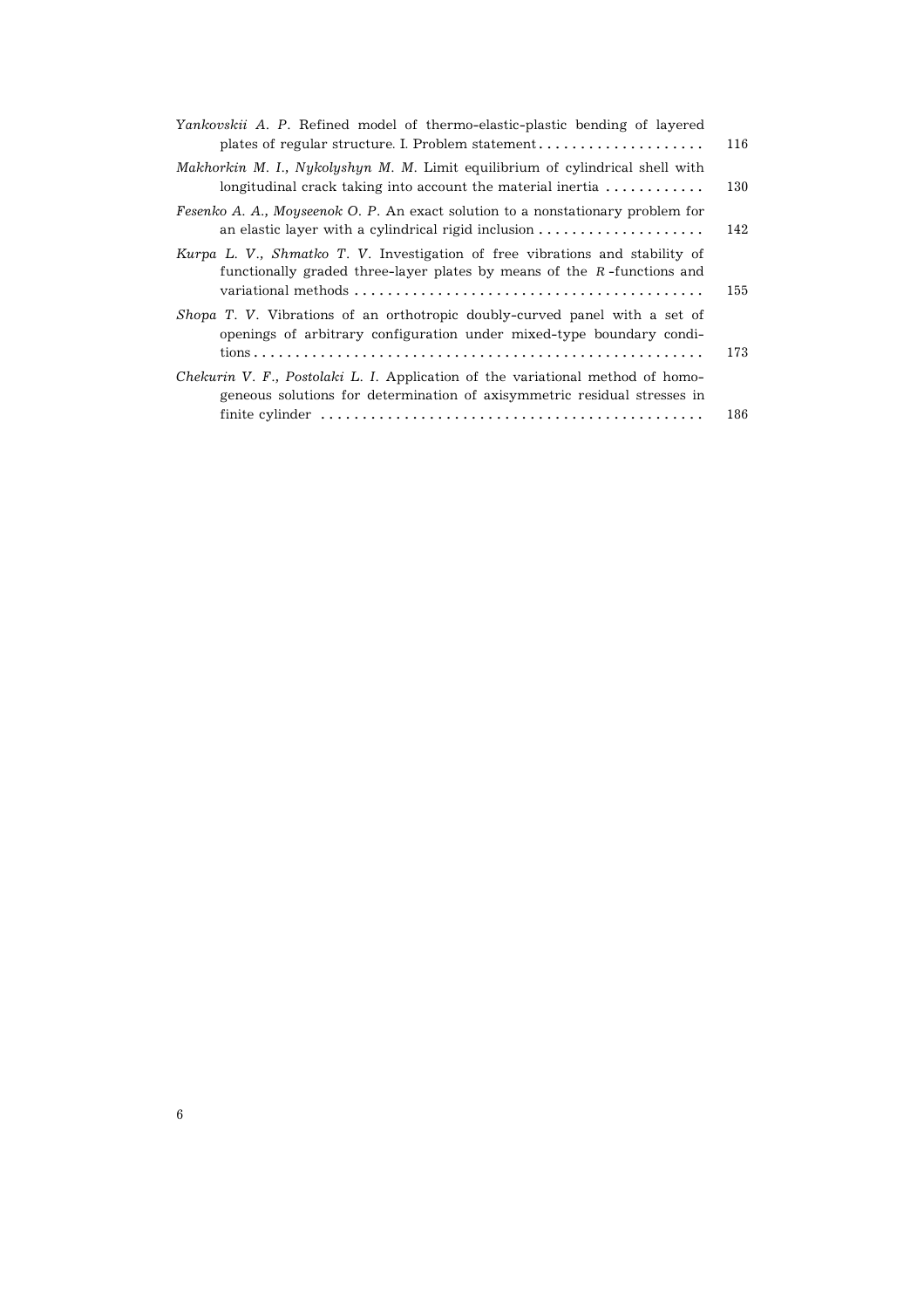*Yankovskii A. P.* Refined model of thermo-elastic-plastic bending of layered plates of regular structure. I. Problem statement .................... 116

*Makhorkin M. I., Nykolyshyn M. M.* Limit equilibrium of cylindrical shell with longitudinal crack taking into account the material inertia ............ 130

*Fesenko A. A., Moyseenok O. P.* An exact solution to a nonstationary problem for an elastic layer with a cylindrical rigid inclusion .................... 142

*Kurpa L. V., Shmatko T. V.* Investigation of free vibrations and stability of functionally graded three-layer plates by means of the $R$-functions and variational methods .......................................... 155

*Shopa T. V.* Vibrations of an orthotropic doubly-curved panel with a set of openings of arbitrary configuration under mixed-type boundary conditions ..................................................... 173

*Chekurin V. F., Postolaki L. I.* Application of the variational method of homogeneous solutions for determination of axisymmetric residual stresses in finite cylinder ............................................. 186